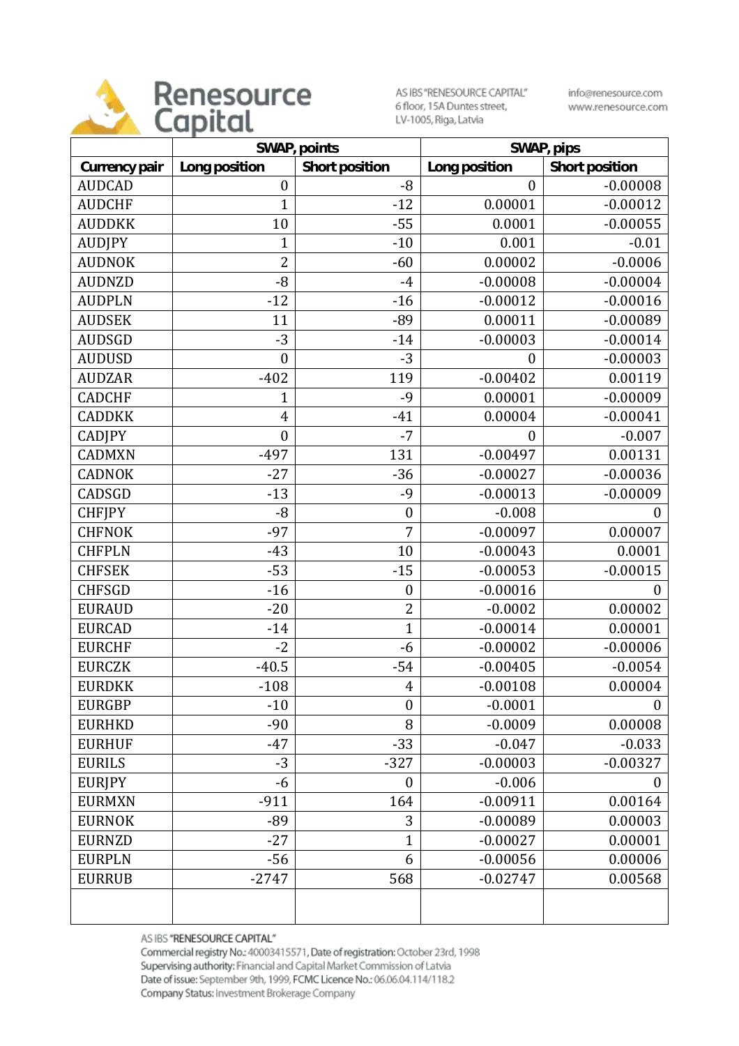Renesource Capital

AS IBS "RENESOURCE CAPITAL"
6 floor, 15A Duntes street,
LV-1005, Riga, Latvia

info@renesource.com
www.renesource.com

| | SWAP, points | | SWAP, pips | |
|---|---|---|---|---|
| Currency pair | Long position | Short position | Long position | Short position |
| AUDCAD | 0 | -8 | 0 | -0.00008 |
| AUDCHF | 1 | -12 | 0.00001 | -0.00012 |
| AUDDKK | 10 | -55 | 0.0001 | -0.00055 |
| AUDJPY | 1 | -10 | 0.001 | -0.01 |
| AUDNOK | 2 | -60 | 0.00002 | -0.0006 |
| AUDNZD | -8 | -4 | -0.00008 | -0.00004 |
| AUDPLN | -12 | -16 | -0.00012 | -0.00016 |
| AUDSEK | 11 | -89 | 0.00011 | -0.00089 |
| AUDSGD | -3 | -14 | -0.00003 | -0.00014 |
| AUDUSD | 0 | -3 | 0 | -0.00003 |
| AUDZAR | -402 | 119 | -0.00402 | 0.00119 |
| CADCHF | 1 | -9 | 0.00001 | -0.00009 |
| CADDKK | 4 | -41 | 0.00004 | -0.00041 |
| CADJPY | 0 | -7 | 0 | -0.007 |
| CADMXN | -497 | 131 | -0.00497 | 0.00131 |
| CADNOK | -27 | -36 | -0.00027 | -0.00036 |
| CADSGD | -13 | -9 | -0.00013 | -0.00009 |
| CHFJPY | -8 | 0 | -0.008 | 0 |
| CHFNOK | -97 | 7 | -0.00097 | 0.00007 |
| CHFPLN | -43 | 10 | -0.00043 | 0.0001 |
| CHFSEK | -53 | -15 | -0.00053 | -0.00015 |
| CHFSGD | -16 | 0 | -0.00016 | 0 |
| EURAUD | -20 | 2 | -0.0002 | 0.00002 |
| EURCAD | -14 | 1 | -0.00014 | 0.00001 |
| EURCHF | -2 | -6 | -0.00002 | -0.00006 |
| EURCZK | -40.5 | -54 | -0.00405 | -0.0054 |
| EURDKK | -108 | 4 | -0.00108 | 0.00004 |
| EURGBP | -10 | 0 | -0.0001 | 0 |
| EURHKD | -90 | 8 | -0.0009 | 0.00008 |
| EURHUF | -47 | -33 | -0.047 | -0.033 |
| EURILS | -3 | -327 | -0.00003 | -0.00327 |
| EURJPY | -6 | 0 | -0.006 | 0 |
| EURMXN | -911 | 164 | -0.00911 | 0.00164 |
| EURNOK | -89 | 3 | -0.00089 | 0.00003 |
| EURNZD | -27 | 1 | -0.00027 | 0.00001 |
| EURPLN | -56 | 6 | -0.00056 | 0.00006 |
| EURRUB | -2747 | 568 | -0.02747 | 0.00568 |
| | | | | |

AS IBS "RENESOURCE CAPITAL"
Commercial registry No.: 40003415571, Date of registration: October 23rd, 1998
Supervising authority: Financial and Capital Market Commission of Latvia
Date of issue: September 9th, 1999, FCMC Licence No.: 06.06.04.114/118.2
Company Status: Investment Brokerage Company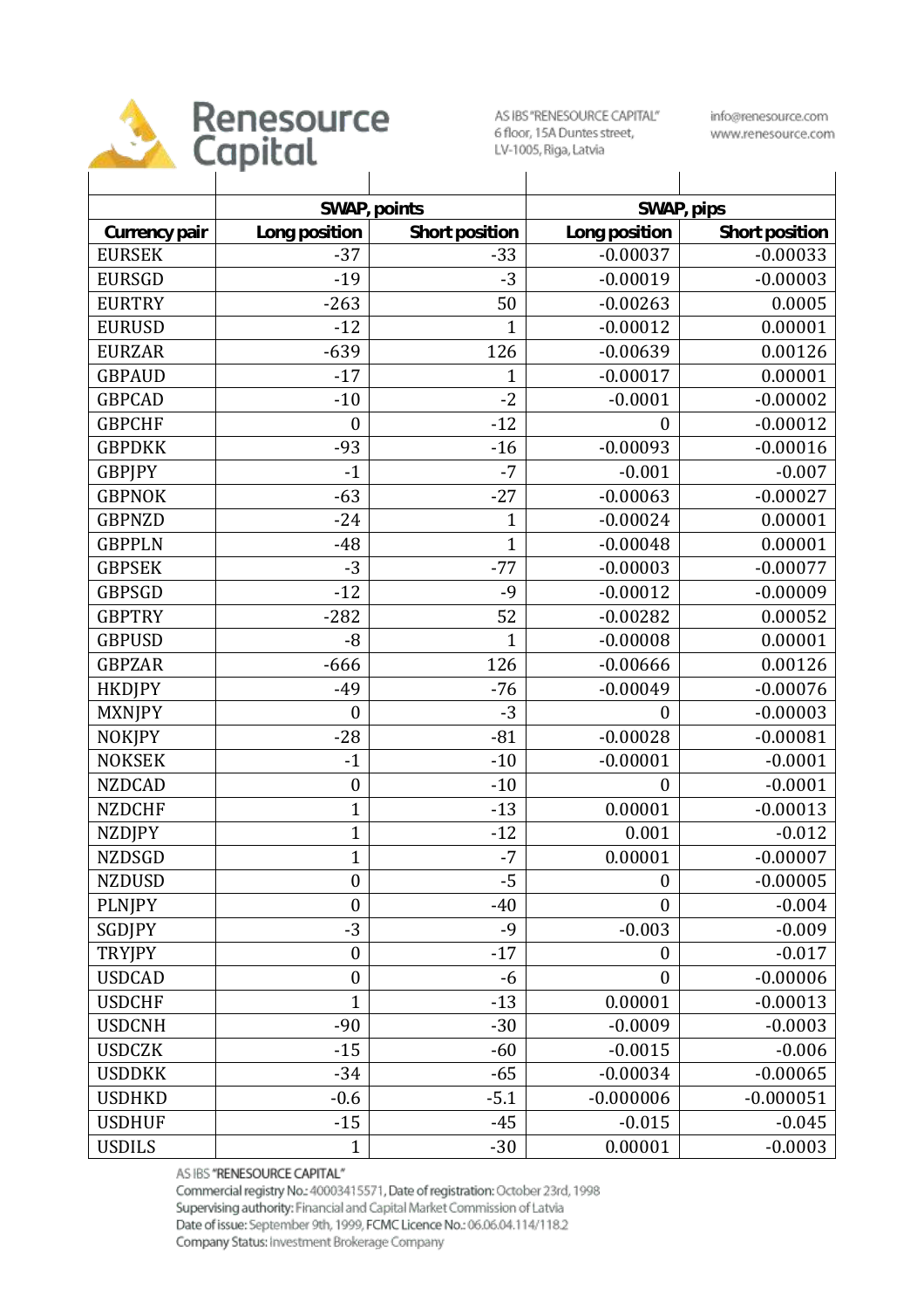| Currency pair | SWAP, points | | SWAP, pips | |
|---|---|---|---|---|
| | Long position | Short position | Long position | Short position |
| EURSEK | -37 | -33 | -0.00037 | -0.00033 |
| EURSGD | -19 | -3 | -0.00019 | -0.00003 |
| EURTRY | -263 | 50 | -0.00263 | 0.0005 |
| EURUSD | -12 | 1 | -0.00012 | 0.00001 |
| EURZAR | -639 | 126 | -0.00639 | 0.00126 |
| GBPAUD | -17 | 1 | -0.00017 | 0.00001 |
| GBPCAD | -10 | -2 | -0.0001 | -0.00002 |
| GBPCHF | 0 | -12 | 0 | -0.00012 |
| GBPDKK | -93 | -16 | -0.00093 | -0.00016 |
| GBPJPY | -1 | -7 | -0.001 | -0.007 |
| GBPNOK | -63 | -27 | -0.00063 | -0.00027 |
| GBPNZD | -24 | 1 | -0.00024 | 0.00001 |
| GBPPLN | -48 | 1 | -0.00048 | 0.00001 |
| GBPSEK | -3 | -77 | -0.00003 | -0.00077 |
| GBPSGD | -12 | -9 | -0.00012 | -0.00009 |
| GBPTRY | -282 | 52 | -0.00282 | 0.00052 |
| GBPUSD | -8 | 1 | -0.00008 | 0.00001 |
| GBPZAR | -666 | 126 | -0.00666 | 0.00126 |
| HKDJPY | -49 | -76 | -0.00049 | -0.00076 |
| MXNJPY | 0 | -3 | 0 | -0.00003 |
| NOKJPY | -28 | -81 | -0.00028 | -0.00081 |
| NOKSEK | -1 | -10 | -0.00001 | -0.0001 |
| NZDCAD | 0 | -10 | 0 | -0.0001 |
| NZDCHF | 1 | -13 | 0.00001 | -0.00013 |
| NZDJPY | 1 | -12 | 0.001 | -0.012 |
| NZDSGD | 1 | -7 | 0.00001 | -0.00007 |
| NZDUSD | 0 | -5 | 0 | -0.00005 |
| PLNJPY | 0 | -40 | 0 | -0.004 |
| SGDJPY | -3 | -9 | -0.003 | -0.009 |
| TRYJPY | 0 | -17 | 0 | -0.017 |
| USDCAD | 0 | -6 | 0 | -0.00006 |
| USDCHF | 1 | -13 | 0.00001 | -0.00013 |
| USDCNH | -90 | -30 | -0.0009 | -0.0003 |
| USDCZK | -15 | -60 | -0.0015 | -0.006 |
| USDDKK | -34 | -65 | -0.00034 | -0.00065 |
| USDHKD | -0.6 | -5.1 | -0.000006 | -0.000051 |
| USDHUF | -15 | -45 | -0.015 | -0.045 |
| USDILS | 1 | -30 | 0.00001 | -0.0003 |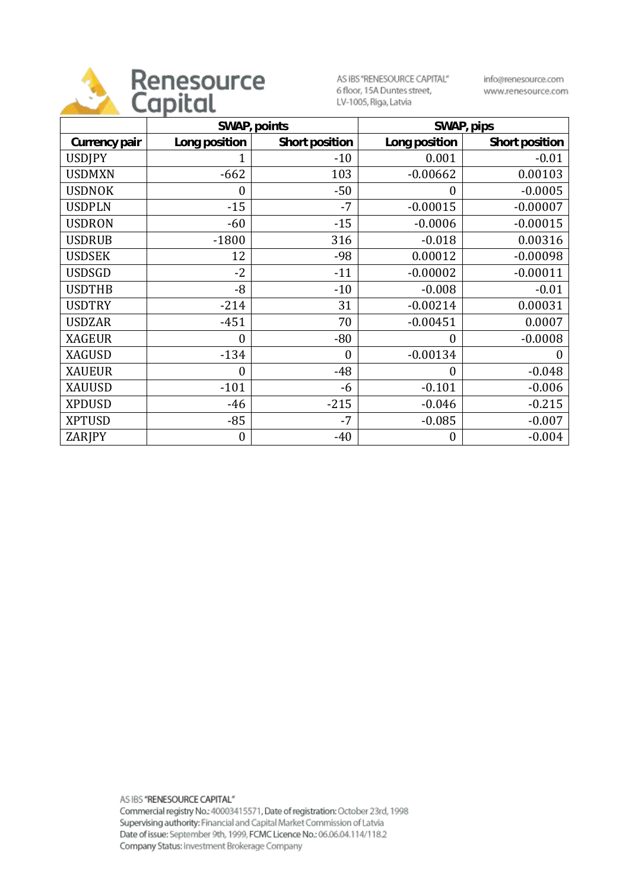| | SWAP, points | | SWAP, pips | |
|---|---|---|---|---|
| **Currency pair** | **Long position** | **Short position** | **Long position** | **Short position** |
| USDJPY | 1 | -10 | 0.001 | -0.01 |
| USDMXN | -662 | 103 | -0.00662 | 0.00103 |
| USDNOK | 0 | -50 | 0 | -0.0005 |
| USDPLN | -15 | -7 | -0.00015 | -0.00007 |
| USDRON | -60 | -15 | -0.0006 | -0.00015 |
| USDRUB | -1800 | 316 | -0.018 | 0.00316 |
| USDSEK | 12 | -98 | 0.00012 | -0.00098 |
| USDSGD | -2 | -11 | -0.00002 | -0.00011 |
| USDTHB | -8 | -10 | -0.008 | -0.01 |
| USDTRY | -214 | 31 | -0.00214 | 0.00031 |
| USDZAR | -451 | 70 | -0.00451 | 0.0007 |
| XAGEUR | 0 | -80 | 0 | -0.0008 |
| XAGUSD | -134 | 0 | -0.00134 | 0 |
| XAUEUR | 0 | -48 | 0 | -0.048 |
| XAUUSD | -101 | -6 | -0.101 | -0.006 |
| XPDUSD | -46 | -215 | -0.046 | -0.215 |
| XPTUSD | -85 | -7 | -0.085 | -0.007 |
| ZARJPY | 0 | -40 | 0 | -0.004 |